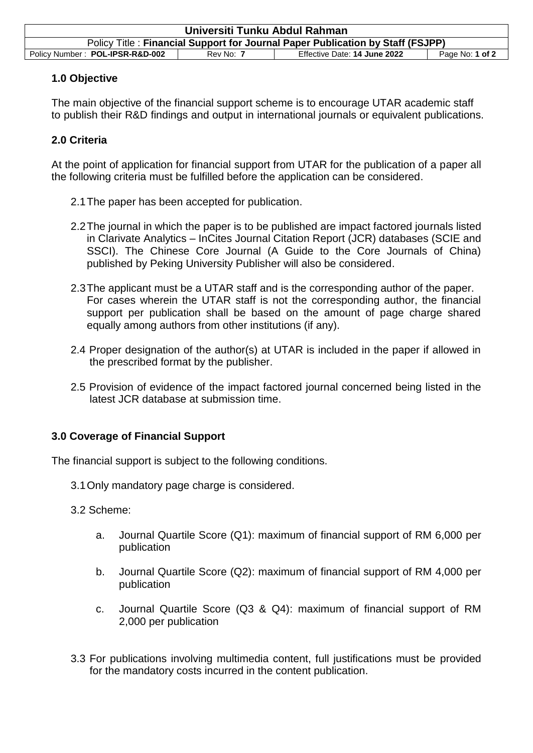## 1.0 Objective

The main objective of the financial support scheme is to encourage UTAR academic staff to publish their R&D findings and output in international journals or equivalent publications.

## 2.0 Criteria

At the point of application for financial support from UTAR for the publication of a paper all the following criteria must be fulfilled before the application can be considered.

2.1 The paper has been accepted for publication.

2.2 The journal in which the paper is to be published are impact factored journals listed in Clarivate Analytics – InCites Journal Citation Report (JCR) databases (SCIE and SSCI). The Chinese Core Journal (A Guide to the Core Journals of China) published by Peking University Publisher will also be considered.

2.3 The applicant must be a UTAR staff and is the corresponding author of the paper. For cases wherein the UTAR staff is not the corresponding author, the financial support per publication shall be based on the amount of page charge shared equally among authors from other institutions (if any).

2.4 Proper designation of the author(s) at UTAR is included in the paper if allowed in the prescribed format by the publisher.

2.5 Provision of evidence of the impact factored journal concerned being listed in the latest JCR database at submission time.

## 3.0 Coverage of Financial Support

The financial support is subject to the following conditions.

3.1 Only mandatory page charge is considered.

3.2 Scheme:

a. Journal Quartile Score (Q1): maximum of financial support of RM 6,000 per publication

b. Journal Quartile Score (Q2): maximum of financial support of RM 4,000 per publication

c. Journal Quartile Score (Q3 & Q4): maximum of financial support of RM 2,000 per publication

3.3 For publications involving multimedia content, full justifications must be provided for the mandatory costs incurred in the content publication.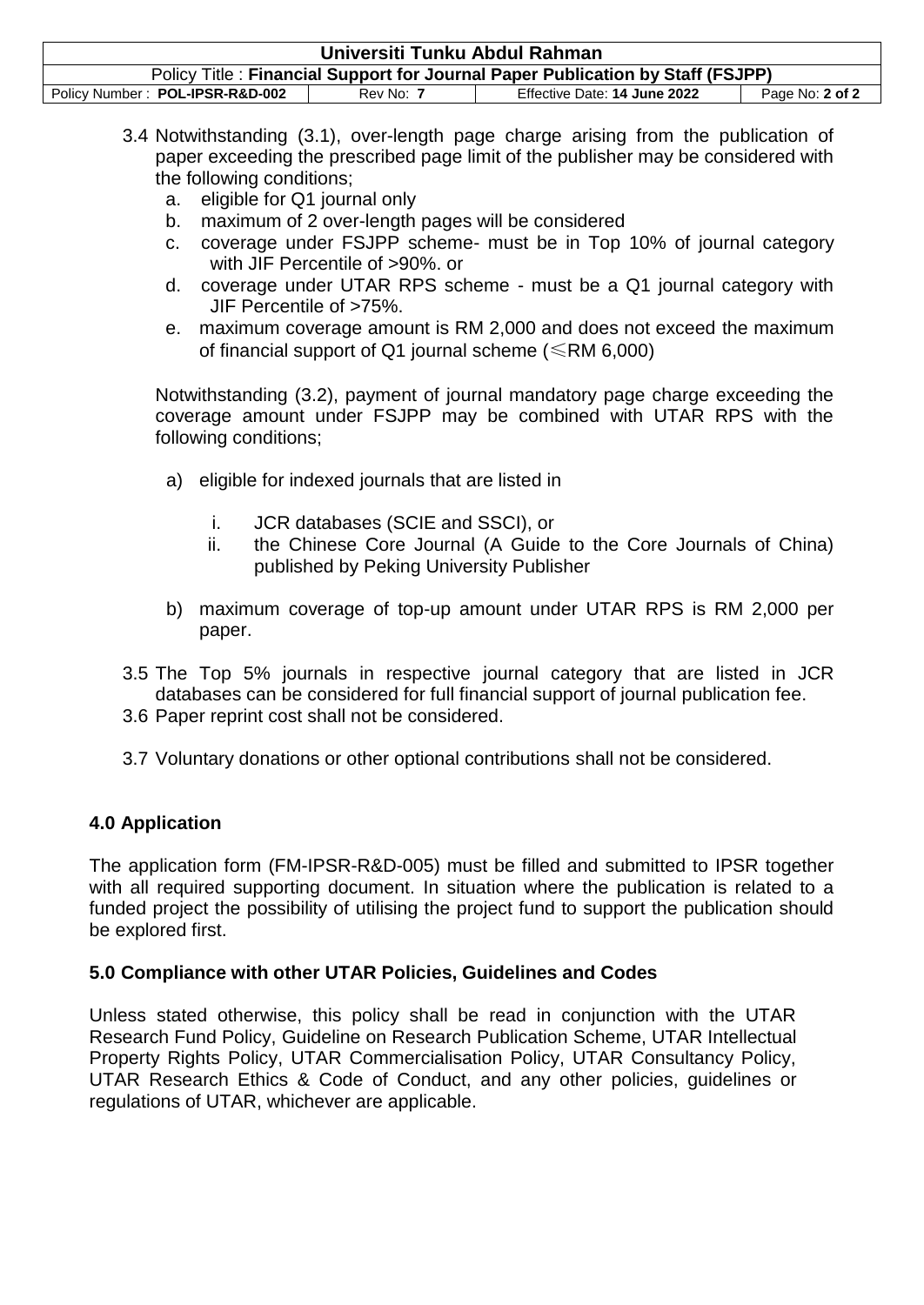3.4 Notwithstanding (3.1), over-length page charge arising from the publication of paper exceeding the prescribed page limit of the publisher may be considered with the following conditions;

   a. eligible for Q1 journal only
   b. maximum of 2 over-length pages will be considered
   c. coverage under FSJPP scheme- must be in Top 10% of journal category with JIF Percentile of >90%. or
   d. coverage under UTAR RPS scheme - must be a Q1 journal category with JIF Percentile of >75%.
   e. maximum coverage amount is RM 2,000 and does not exceed the maximum of financial support of Q1 journal scheme (≤RM 6,000)

   Notwithstanding (3.2), payment of journal mandatory page charge exceeding the coverage amount under FSJPP may be combined with UTAR RPS with the following conditions;

   a) eligible for indexed journals that are listed in

      i. JCR databases (SCIE and SSCI), or
      ii. the Chinese Core Journal (A Guide to the Core Journals of China) published by Peking University Publisher

   b) maximum coverage of top-up amount under UTAR RPS is RM 2,000 per paper.

3.5 The Top 5% journals in respective journal category that are listed in JCR databases can be considered for full financial support of journal publication fee.

3.6 Paper reprint cost shall not be considered.

3.7 Voluntary donations or other optional contributions shall not be considered.

## 4.0 Application

The application form (FM-IPSR-R&D-005) must be filled and submitted to IPSR together with all required supporting document. In situation where the publication is related to a funded project the possibility of utilising the project fund to support the publication should be explored first.

## 5.0 Compliance with other UTAR Policies, Guidelines and Codes

Unless stated otherwise, this policy shall be read in conjunction with the UTAR Research Fund Policy, Guideline on Research Publication Scheme, UTAR Intellectual Property Rights Policy, UTAR Commercialisation Policy, UTAR Consultancy Policy, UTAR Research Ethics & Code of Conduct, and any other policies, guidelines or regulations of UTAR, whichever are applicable.